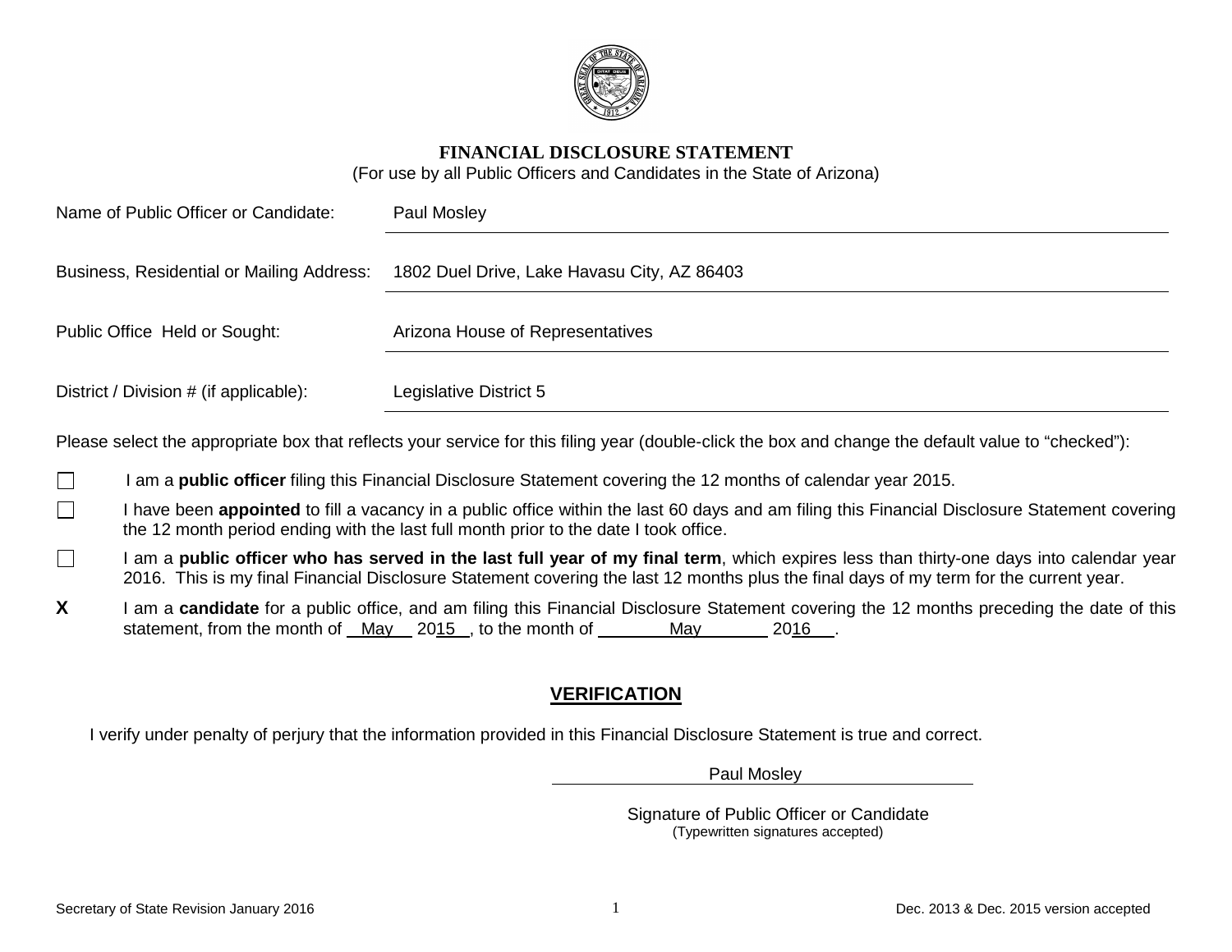# FINANCIAL DISCLOSURE STATEMENT

(For use by all Public Officers and Candidates in the State of Arizona)

Name of Public Officer or Candidate: Paul Mosley

Business, Residential or Mailing Address: 1802 Duel Drive, Lake Havasu City, AZ 86403

Public Office Held or Sought: Arizona House of Representatives

District / Division # (if applicable): Legislative District 5

Please select the appropriate box that reflects your service for this filing year (double-click the box and change the default value to "checked"):

- [ ] I am a **public officer** filing this Financial Disclosure Statement covering the 12 months of calendar year 2015.
- [ ] I have been **appointed** to fill a vacancy in a public office within the last 60 days and am filing this Financial Disclosure Statement covering the 12 month period ending with the last full month prior to the date I took office.
- [ ] I am a **public officer who has served in the last full year of my final term**, which expires less than thirty-one days into calendar year 2016. This is my final Financial Disclosure Statement covering the last 12 months plus the final days of my term for the current year.
- **X** I am a **candidate** for a public office, and am filing this Financial Disclosure Statement covering the 12 months preceding the date of this statement, from the month of May 2015, to the month of May 2016.

## VERIFICATION

I verify under penalty of perjury that the information provided in this Financial Disclosure Statement is true and correct.

Paul Mosley

Signature of Public Officer or Candidate
(Typewritten signatures accepted)

Secretary of State Revision January 2016

Dec. 2013 & Dec. 2015 version accepted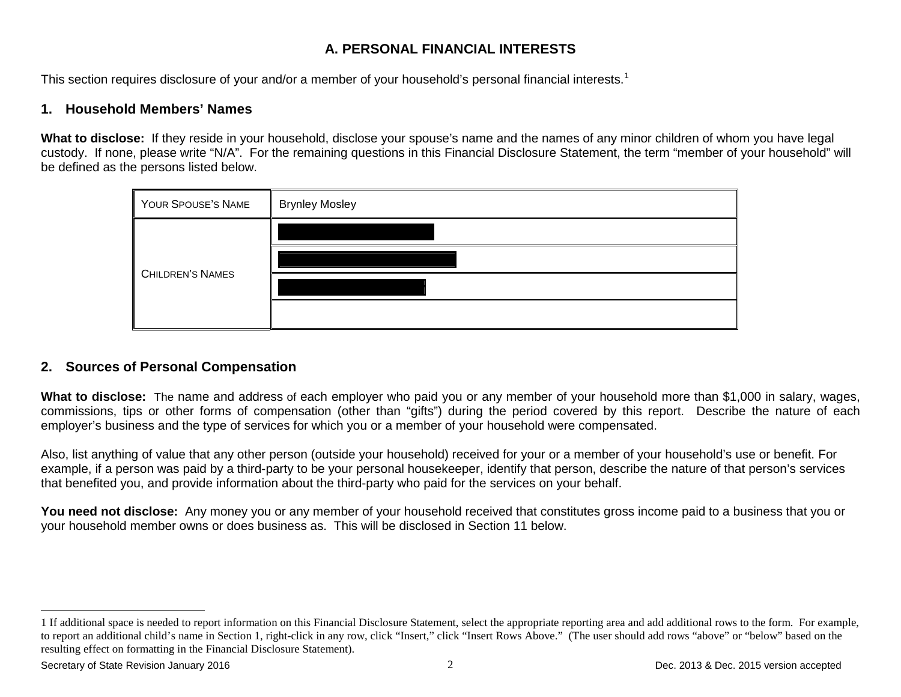## A. PERSONAL FINANCIAL INTERESTS

This section requires disclosure of your and/or a member of your household's personal financial interests.[1]

### 1. Household Members' Names

**What to disclose:** If they reside in your household, disclose your spouse's name and the names of any minor children of whom you have legal custody. If none, please write "N/A". For the remaining questions in this Financial Disclosure Statement, the term "member of your household" will be defined as the persons listed below.

| YOUR SPOUSE'S NAME | Brynley Mosley |
|---|---|
| CHILDREN'S NAMES | [REDACTED] |
| | [REDACTED] |
| | [REDACTED] |
| | |

### 2. Sources of Personal Compensation

**What to disclose:** The name and address of each employer who paid you or any member of your household more than $1,000 in salary, wages, commissions, tips or other forms of compensation (other than "gifts") during the period covered by this report. Describe the nature of each employer's business and the type of services for which you or a member of your household were compensated.

Also, list anything of value that any other person (outside your household) received for your or a member of your household's use or benefit. For example, if a person was paid by a third-party to be your personal housekeeper, identify that person, describe the nature of that person's services that benefited you, and provide information about the third-party who paid for the services on your behalf.

**You need not disclose:** Any money you or any member of your household received that constitutes gross income paid to a business that you or your household member owns or does business as. This will be disclosed in Section 11 below.

---

1 If additional space is needed to report information on this Financial Disclosure Statement, select the appropriate reporting area and add additional rows to the form. For example, to report an additional child's name in Section 1, right-click in any row, click "Insert," click "Insert Rows Above." (The user should add rows "above" or "below" based on the resulting effect on formatting in the Financial Disclosure Statement).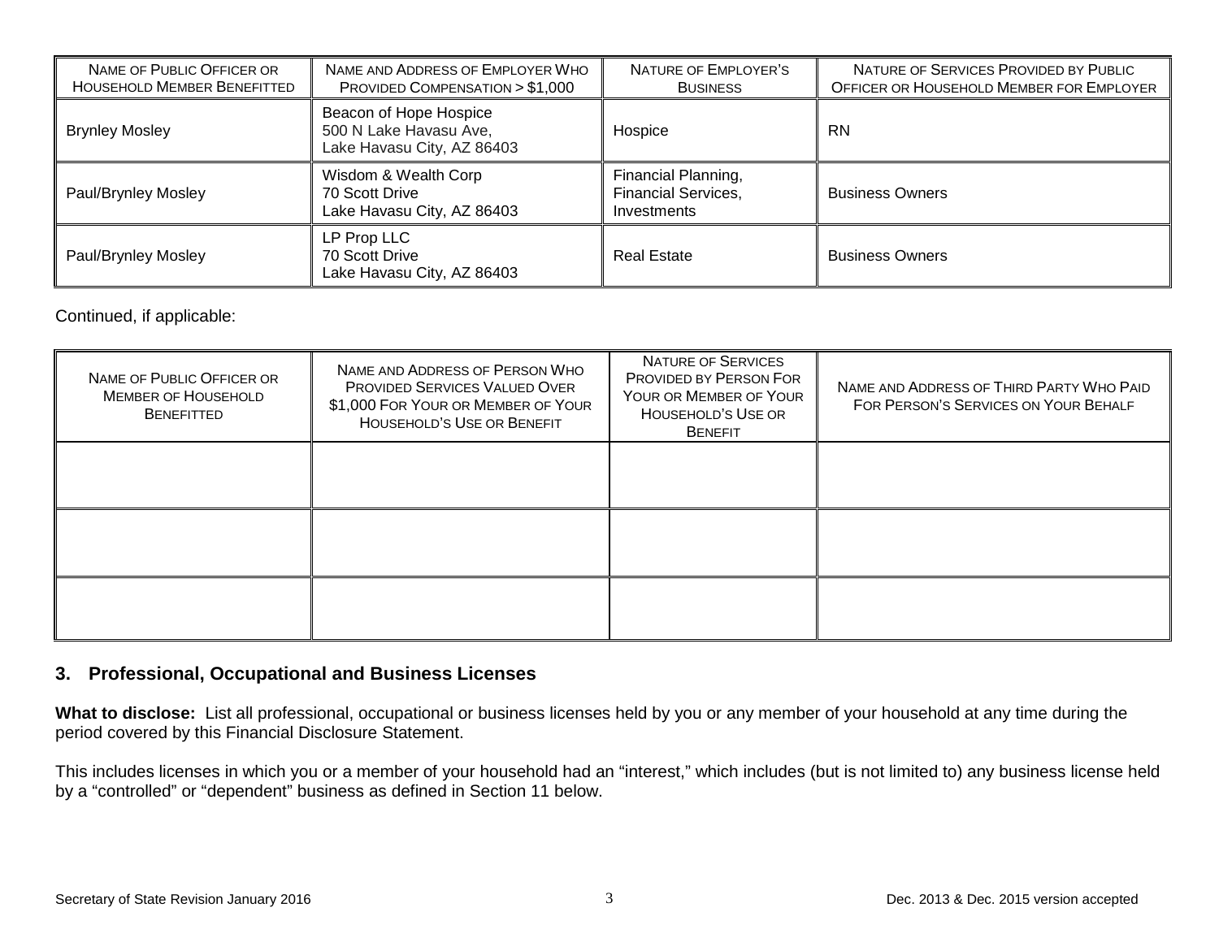| NAME OF PUBLIC OFFICER OR HOUSEHOLD MEMBER BENEFITTED | NAME AND ADDRESS OF EMPLOYER WHO PROVIDED COMPENSATION > $1,000 | NATURE OF EMPLOYER'S BUSINESS | NATURE OF SERVICES PROVIDED BY PUBLIC OFFICER OR HOUSEHOLD MEMBER FOR EMPLOYER |
|---|---|---|---|
| Brynley Mosley | Beacon of Hope Hospice<br>500 N Lake Havasu Ave,<br>Lake Havasu City, AZ 86403 | Hospice | RN |
| Paul/Brynley Mosley | Wisdom & Wealth Corp<br>70 Scott Drive<br>Lake Havasu City, AZ 86403 | Financial Planning, Financial Services, Investments | Business Owners |
| Paul/Brynley Mosley | LP Prop LLC<br>70 Scott Drive<br>Lake Havasu City, AZ 86403 | Real Estate | Business Owners |

Continued, if applicable:

| NAME OF PUBLIC OFFICER OR MEMBER OF HOUSEHOLD BENEFITTED | NAME AND ADDRESS OF PERSON WHO PROVIDED SERVICES VALUED OVER $1,000 FOR YOUR OR MEMBER OF YOUR HOUSEHOLD'S USE OR BENEFIT | NATURE OF SERVICES PROVIDED BY PERSON FOR YOUR OR MEMBER OF YOUR HOUSEHOLD'S USE OR BENEFIT | NAME AND ADDRESS OF THIRD PARTY WHO PAID FOR PERSON'S SERVICES ON YOUR BEHALF |
|---|---|---|---|
| | | | |
| | | | |
| | | | |

## 3. Professional, Occupational and Business Licenses

**What to disclose:** List all professional, occupational or business licenses held by you or any member of your household at any time during the period covered by this Financial Disclosure Statement.

This includes licenses in which you or a member of your household had an "interest," which includes (but is not limited to) any business license held by a "controlled" or "dependent" business as defined in Section 11 below.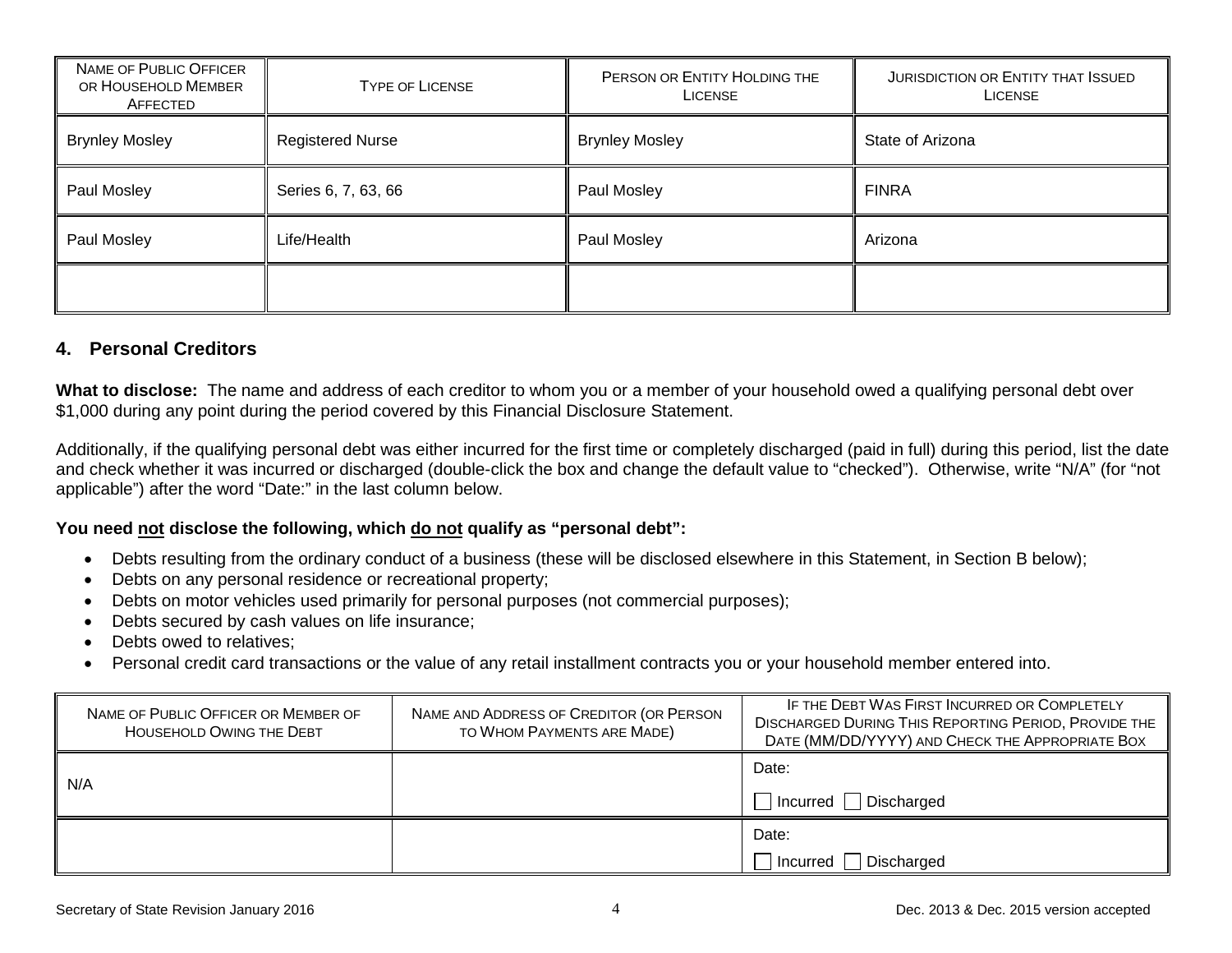| Name of Public Officer or Household Member Affected | Type of License | Person or Entity Holding the License | Jurisdiction or Entity that Issued License |
|---|---|---|---|
| Brynley Mosley | Registered Nurse | Brynley Mosley | State of Arizona |
| Paul Mosley | Series 6, 7, 63, 66 | Paul Mosley | FINRA |
| Paul Mosley | Life/Health | Paul Mosley | Arizona |
| | | | |

## 4. Personal Creditors

**What to disclose:** The name and address of each creditor to whom you or a member of your household owed a qualifying personal debt over $1,000 during any point during the period covered by this Financial Disclosure Statement.

Additionally, if the qualifying personal debt was either incurred for the first time or completely discharged (paid in full) during this period, list the date and check whether it was incurred or discharged (double-click the box and change the default value to "checked"). Otherwise, write "N/A" (for "not applicable") after the word "Date:" in the last column below.

**You need not disclose the following, which do not qualify as "personal debt":**

- Debts resulting from the ordinary conduct of a business (these will be disclosed elsewhere in this Statement, in Section B below);
- Debts on any personal residence or recreational property;
- Debts on motor vehicles used primarily for personal purposes (not commercial purposes);
- Debts secured by cash values on life insurance;
- Debts owed to relatives;
- Personal credit card transactions or the value of any retail installment contracts you or your household member entered into.

| Name of Public Officer or Member of Household Owing the Debt | Name and Address of Creditor (or Person to Whom Payments are Made) | If the Debt Was First Incurred or Completely Discharged During This Reporting Period, Provide the Date (MM/DD/YYYY) and Check the Appropriate Box |
|---|---|---|
| N/A | | Date: ☐ Incurred ☐ Discharged |
| | | Date: ☐ Incurred ☐ Discharged |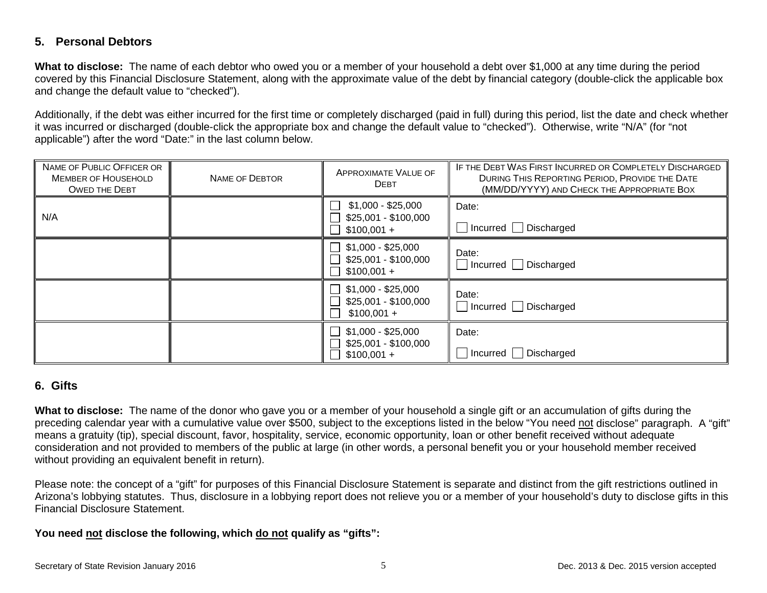## 5. Personal Debtors

**What to disclose:** The name of each debtor who owed you or a member of your household a debt over $1,000 at any time during the period covered by this Financial Disclosure Statement, along with the approximate value of the debt by financial category (double-click the applicable box and change the default value to "checked").

Additionally, if the debt was either incurred for the first time or completely discharged (paid in full) during this period, list the date and check whether it was incurred or discharged (double-click the appropriate box and change the default value to "checked"). Otherwise, write "N/A" (for "not applicable") after the word "Date:" in the last column below.

| NAME OF PUBLIC OFFICER OR MEMBER OF HOUSEHOLD OWED THE DEBT | NAME OF DEBTOR | APPROXIMATE VALUE OF DEBT | IF THE DEBT WAS FIRST INCURRED OR COMPLETELY DISCHARGED DURING THIS REPORTING PERIOD, PROVIDE THE DATE (MM/DD/YYYY) AND CHECK THE APPROPRIATE BOX |
|---|---|---|---|
| N/A | | ☐ $1,000 - $25,000<br>☐ $25,001 - $100,000<br>☐ $100,001 + | Date:<br>☐ Incurred ☐ Discharged |
| | | ☐ $1,000 - $25,000<br>☐ $25,001 - $100,000<br>☐ $100,001 + | Date:<br>☐ Incurred ☐ Discharged |
| | | ☐ $1,000 - $25,000<br>☐ $25,001 - $100,000<br>☐ $100,001 + | Date:<br>☐ Incurred ☐ Discharged |
| | | ☐ $1,000 - $25,000<br>☐ $25,001 - $100,000<br>☐ $100,001 + | Date:<br>☐ Incurred ☐ Discharged |

## 6. Gifts

**What to disclose:** The name of the donor who gave you or a member of your household a single gift or an accumulation of gifts during the preceding calendar year with a cumulative value over $500, subject to the exceptions listed in the below "You need not disclose" paragraph. A "gift" means a gratuity (tip), special discount, favor, hospitality, service, economic opportunity, loan or other benefit received without adequate consideration and not provided to members of the public at large (in other words, a personal benefit you or your household member received without providing an equivalent benefit in return).

Please note: the concept of a "gift" for purposes of this Financial Disclosure Statement is separate and distinct from the gift restrictions outlined in Arizona's lobbying statutes. Thus, disclosure in a lobbying report does not relieve you or a member of your household's duty to disclose gifts in this Financial Disclosure Statement.

**You need <u>not</u> disclose the following, which <u>do not</u> qualify as "gifts":**

Secretary of State Revision January 2016 — Dec. 2013 & Dec. 2015 version accepted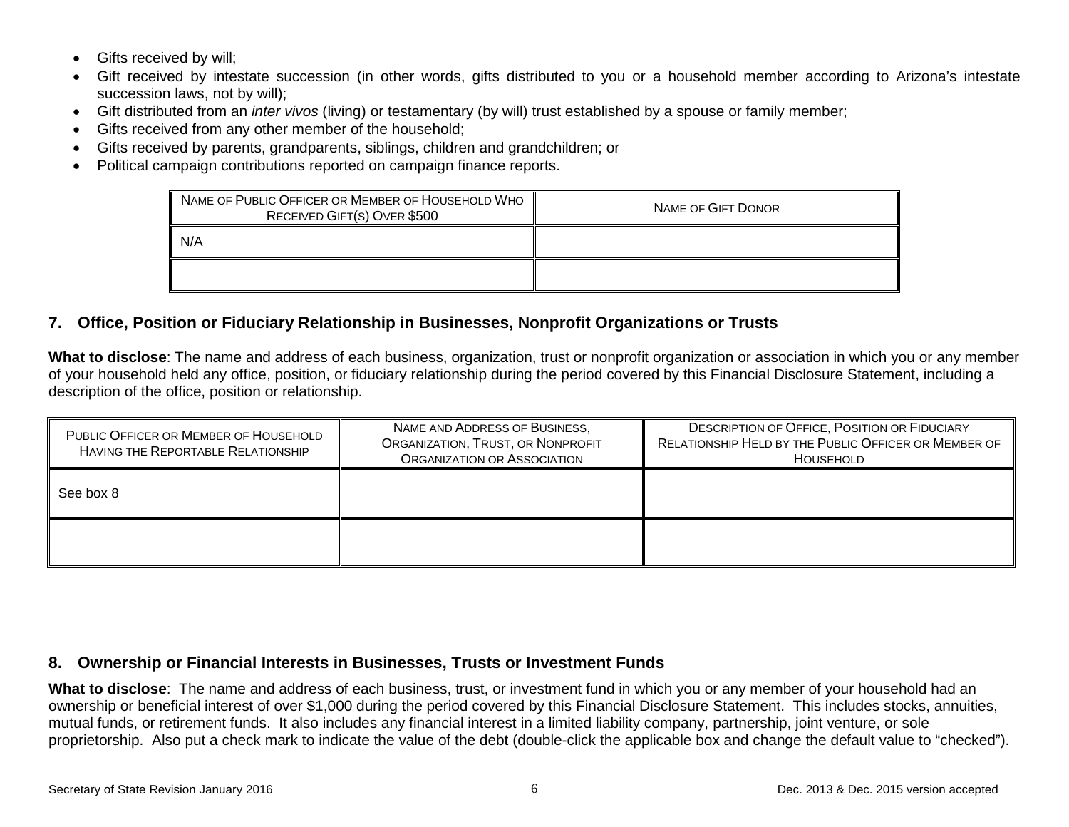- Gifts received by will;
- Gift received by intestate succession (in other words, gifts distributed to you or a household member according to Arizona's intestate succession laws, not by will);
- Gift distributed from an *inter vivos* (living) or testamentary (by will) trust established by a spouse or family member;
- Gifts received from any other member of the household;
- Gifts received by parents, grandparents, siblings, children and grandchildren; or
- Political campaign contributions reported on campaign finance reports.

| Name of Public Officer or Member of Household Who Received Gift(s) Over $500 | Name of Gift Donor |
|---|---|
| N/A | |
| | |

## 7. Office, Position or Fiduciary Relationship in Businesses, Nonprofit Organizations or Trusts

**What to disclose**: The name and address of each business, organization, trust or nonprofit organization or association in which you or any member of your household held any office, position, or fiduciary relationship during the period covered by this Financial Disclosure Statement, including a description of the office, position or relationship.

| Public Officer or Member of Household Having the Reportable Relationship | Name and Address of Business, Organization, Trust, or Nonprofit Organization or Association | Description of Office, Position or Fiduciary Relationship Held by the Public Officer or Member of Household |
|---|---|---|
| See box 8 | | |
| | | |

## 8. Ownership or Financial Interests in Businesses, Trusts or Investment Funds

**What to disclose**: The name and address of each business, trust, or investment fund in which you or any member of your household had an ownership or beneficial interest of over $1,000 during the period covered by this Financial Disclosure Statement. This includes stocks, annuities, mutual funds, or retirement funds. It also includes any financial interest in a limited liability company, partnership, joint venture, or sole proprietorship. Also put a check mark to indicate the value of the debt (double-click the applicable box and change the default value to "checked").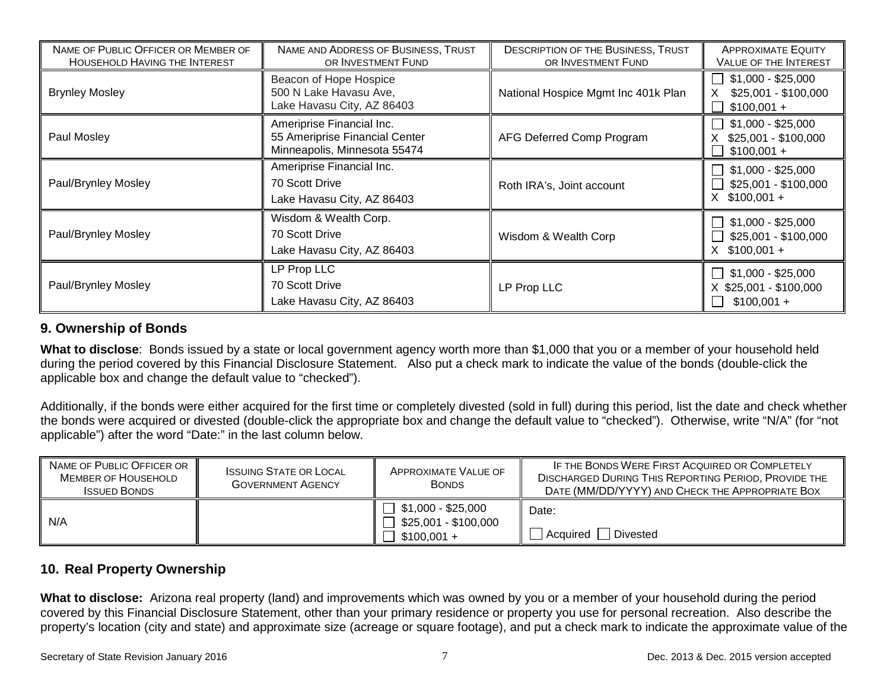| NAME OF PUBLIC OFFICER OR MEMBER OF HOUSEHOLD HAVING THE INTEREST | NAME AND ADDRESS OF BUSINESS, TRUST OR INVESTMENT FUND | DESCRIPTION OF THE BUSINESS, TRUST OR INVESTMENT FUND | APPROXIMATE EQUITY VALUE OF THE INTEREST |
|---|---|---|---|
| Brynley Mosley | Beacon of Hope Hospice<br>500 N Lake Havasu Ave,<br>Lake Havasu City, AZ 86403 | National Hospice Mgmt Inc 401k Plan | ☐ $1,000 - $25,000<br>X $25,001 - $100,000<br>☐ $100,001 + |
| Paul Mosley | Ameriprise Financial Inc.<br>55 Ameriprise Financial Center<br>Minneapolis, Minnesota 55474 | AFG Deferred Comp Program | ☐ $1,000 - $25,000<br>X $25,001 - $100,000<br>☐ $100,001 + |
| Paul/Brynley Mosley | Ameriprise Financial Inc.<br>70 Scott Drive<br>Lake Havasu City, AZ 86403 | Roth IRA's, Joint account | ☐ $1,000 - $25,000<br>☐ $25,001 - $100,000<br>X $100,001 + |
| Paul/Brynley Mosley | Wisdom & Wealth Corp.<br>70 Scott Drive<br>Lake Havasu City, AZ 86403 | Wisdom & Wealth Corp | ☐ $1,000 - $25,000<br>☐ $25,001 - $100,000<br>X $100,001 + |
| Paul/Brynley Mosley | LP Prop LLC<br>70 Scott Drive<br>Lake Havasu City, AZ 86403 | LP Prop LLC | ☐ $1,000 - $25,000<br>X $25,001 - $100,000<br>☐ $100,001 + |

## 9. Ownership of Bonds

**What to disclose**: Bonds issued by a state or local government agency worth more than $1,000 that you or a member of your household held during the period covered by this Financial Disclosure Statement. Also put a check mark to indicate the value of the bonds (double-click the applicable box and change the default value to "checked").

Additionally, if the bonds were either acquired for the first time or completely divested (sold in full) during this period, list the date and check whether the bonds were acquired or divested (double-click the appropriate box and change the default value to "checked"). Otherwise, write "N/A" (for "not applicable") after the word "Date:" in the last column below.

| NAME OF PUBLIC OFFICER OR MEMBER OF HOUSEHOLD ISSUED BONDS | ISSUING STATE OR LOCAL GOVERNMENT AGENCY | APPROXIMATE VALUE OF BONDS | IF THE BONDS WERE FIRST ACQUIRED OR COMPLETELY DISCHARGED DURING THIS REPORTING PERIOD, PROVIDE THE DATE (MM/DD/YYYY) AND CHECK THE APPROPRIATE BOX |
|---|---|---|---|
| N/A | | ☐ $1,000 - $25,000<br>☐ $25,001 - $100,000<br>☐ $100,001 + | Date:<br>☐ Acquired ☐ Divested |

## 10. Real Property Ownership

**What to disclose:** Arizona real property (land) and improvements which was owned by you or a member of your household during the period covered by this Financial Disclosure Statement, other than your primary residence or property you use for personal recreation. Also describe the property's location (city and state) and approximate size (acreage or square footage), and put a check mark to indicate the approximate value of the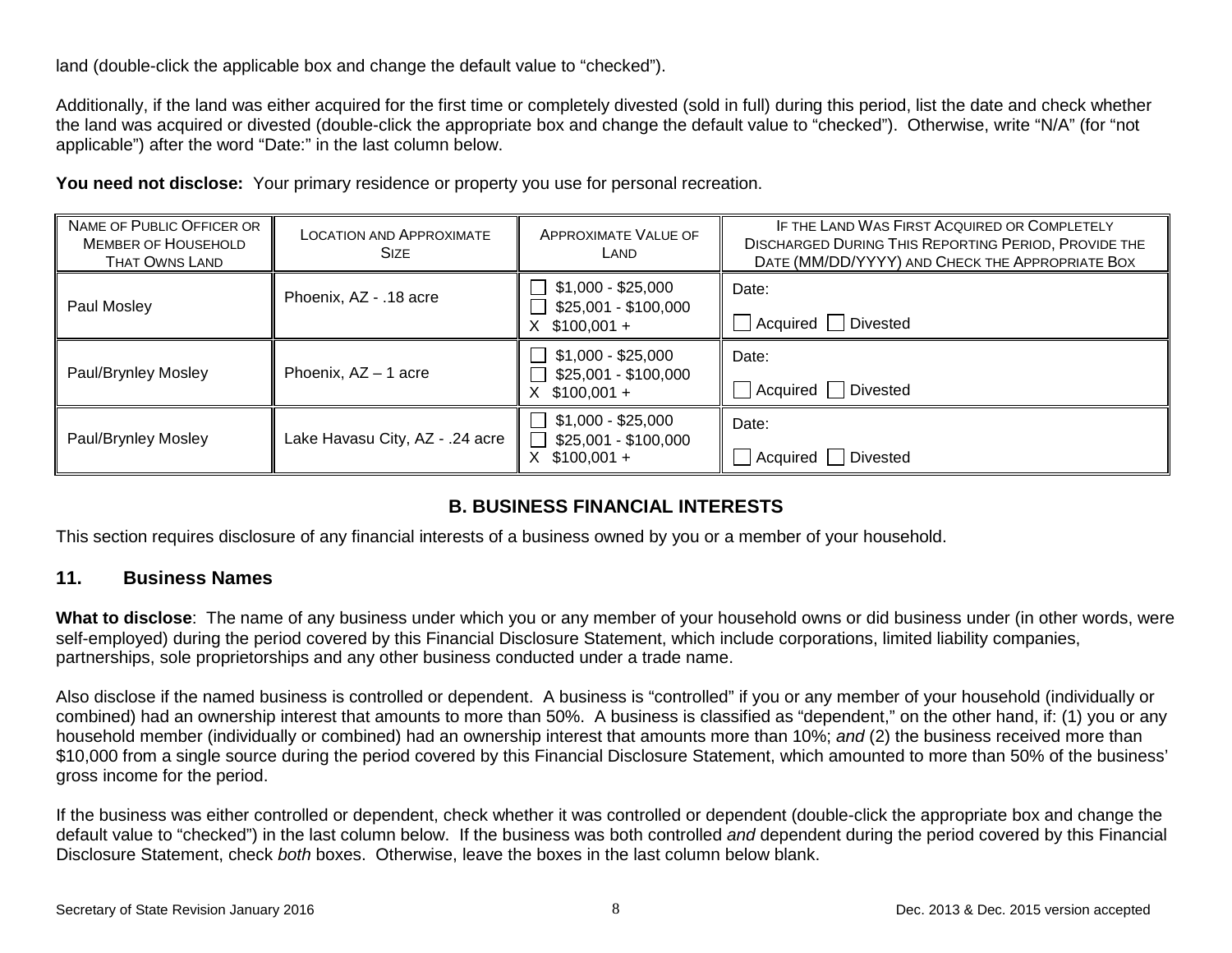land (double-click the applicable box and change the default value to "checked").

Additionally, if the land was either acquired for the first time or completely divested (sold in full) during this period, list the date and check whether the land was acquired or divested (double-click the appropriate box and change the default value to "checked"). Otherwise, write "N/A" (for "not applicable") after the word "Date:" in the last column below.

**You need not disclose:** Your primary residence or property you use for personal recreation.

| NAME OF PUBLIC OFFICER OR MEMBER OF HOUSEHOLD THAT OWNS LAND | LOCATION AND APPROXIMATE SIZE | APPROXIMATE VALUE OF LAND | IF THE LAND WAS FIRST ACQUIRED OR COMPLETELY DISCHARGED DURING THIS REPORTING PERIOD, PROVIDE THE DATE (MM/DD/YYYY) AND CHECK THE APPROPRIATE BOX |
|---|---|---|---|
| Paul Mosley | Phoenix, AZ - .18 acre | ☐ $1,000 - $25,000<br>☐ $25,001 - $100,000<br>X $100,001 + | Date:<br>☐ Acquired ☐ Divested |
| Paul/Brynley Mosley | Phoenix, AZ – 1 acre | ☐ $1,000 - $25,000<br>☐ $25,001 - $100,000<br>X $100,001 + | Date:<br>☐ Acquired ☐ Divested |
| Paul/Brynley Mosley | Lake Havasu City, AZ - .24 acre | ☐ $1,000 - $25,000<br>☐ $25,001 - $100,000<br>X $100,001 + | Date:<br>☐ Acquired ☐ Divested |

## B. BUSINESS FINANCIAL INTERESTS

This section requires disclosure of any financial interests of a business owned by you or a member of your household.

### 11. Business Names

**What to disclose**: The name of any business under which you or any member of your household owns or did business under (in other words, were self-employed) during the period covered by this Financial Disclosure Statement, which include corporations, limited liability companies, partnerships, sole proprietorships and any other business conducted under a trade name.

Also disclose if the named business is controlled or dependent. A business is "controlled" if you or any member of your household (individually or combined) had an ownership interest that amounts to more than 50%. A business is classified as "dependent," on the other hand, if: (1) you or any household member (individually or combined) had an ownership interest that amounts more than 10%; *and* (2) the business received more than $10,000 from a single source during the period covered by this Financial Disclosure Statement, which amounted to more than 50% of the business' gross income for the period.

If the business was either controlled or dependent, check whether it was controlled or dependent (double-click the appropriate box and change the default value to "checked") in the last column below. If the business was both controlled *and* dependent during the period covered by this Financial Disclosure Statement, check *both* boxes. Otherwise, leave the boxes in the last column below blank.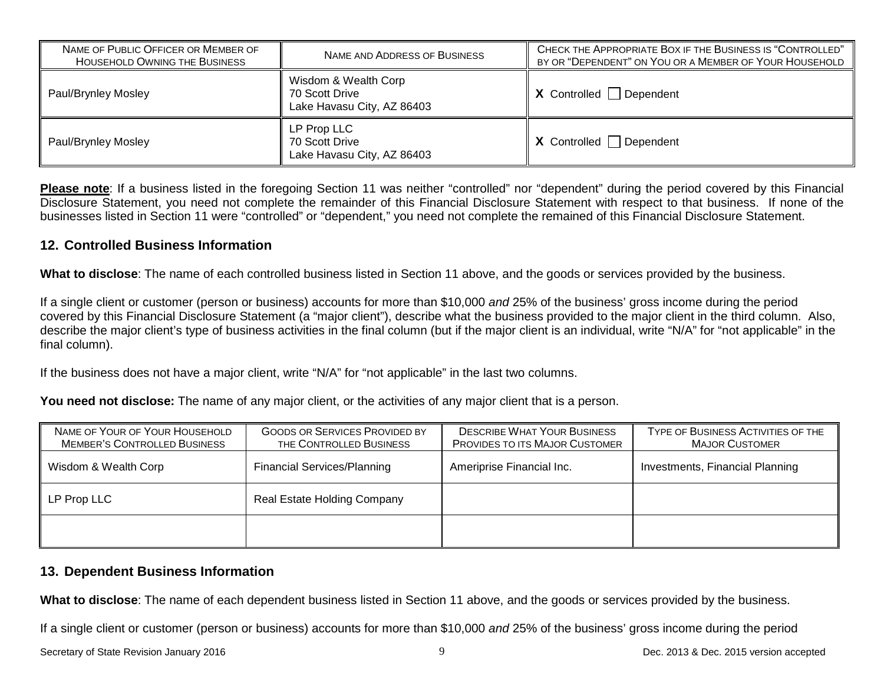| NAME OF PUBLIC OFFICER OR MEMBER OF HOUSEHOLD OWNING THE BUSINESS | NAME AND ADDRESS OF BUSINESS | CHECK THE APPROPRIATE BOX IF THE BUSINESS IS "CONTROLLED" BY OR "DEPENDENT" ON YOU OR A MEMBER OF YOUR HOUSEHOLD |
|---|---|---|
| Paul/Brynley Mosley | Wisdom & Wealth Corp<br>70 Scott Drive<br>Lake Havasu City, AZ 86403 | X Controlled ☐ Dependent |
| Paul/Brynley Mosley | LP Prop LLC<br>70 Scott Drive<br>Lake Havasu City, AZ 86403 | X Controlled ☐ Dependent |

**Please note**: If a business listed in the foregoing Section 11 was neither "controlled" nor "dependent" during the period covered by this Financial Disclosure Statement, you need not complete the remainder of this Financial Disclosure Statement with respect to that business. If none of the businesses listed in Section 11 were "controlled" or "dependent," you need not complete the remained of this Financial Disclosure Statement.

## 12. Controlled Business Information

**What to disclose**: The name of each controlled business listed in Section 11 above, and the goods or services provided by the business.

If a single client or customer (person or business) accounts for more than $10,000 *and* 25% of the business' gross income during the period covered by this Financial Disclosure Statement (a "major client"), describe what the business provided to the major client in the third column. Also, describe the major client's type of business activities in the final column (but if the major client is an individual, write "N/A" for "not applicable" in the final column).

If the business does not have a major client, write "N/A" for "not applicable" in the last two columns.

**You need not disclose:** The name of any major client, or the activities of any major client that is a person.

| NAME OF YOUR OF YOUR HOUSEHOLD MEMBER'S CONTROLLED BUSINESS | GOODS OR SERVICES PROVIDED BY THE CONTROLLED BUSINESS | DESCRIBE WHAT YOUR BUSINESS PROVIDES TO ITS MAJOR CUSTOMER | TYPE OF BUSINESS ACTIVITIES OF THE MAJOR CUSTOMER |
|---|---|---|---|
| Wisdom & Wealth Corp | Financial Services/Planning | Ameriprise Financial Inc. | Investments, Financial Planning |
| LP Prop LLC | Real Estate Holding Company | | |
| | | | |

## 13. Dependent Business Information

**What to disclose**: The name of each dependent business listed in Section 11 above, and the goods or services provided by the business.

If a single client or customer (person or business) accounts for more than $10,000 *and* 25% of the business' gross income during the period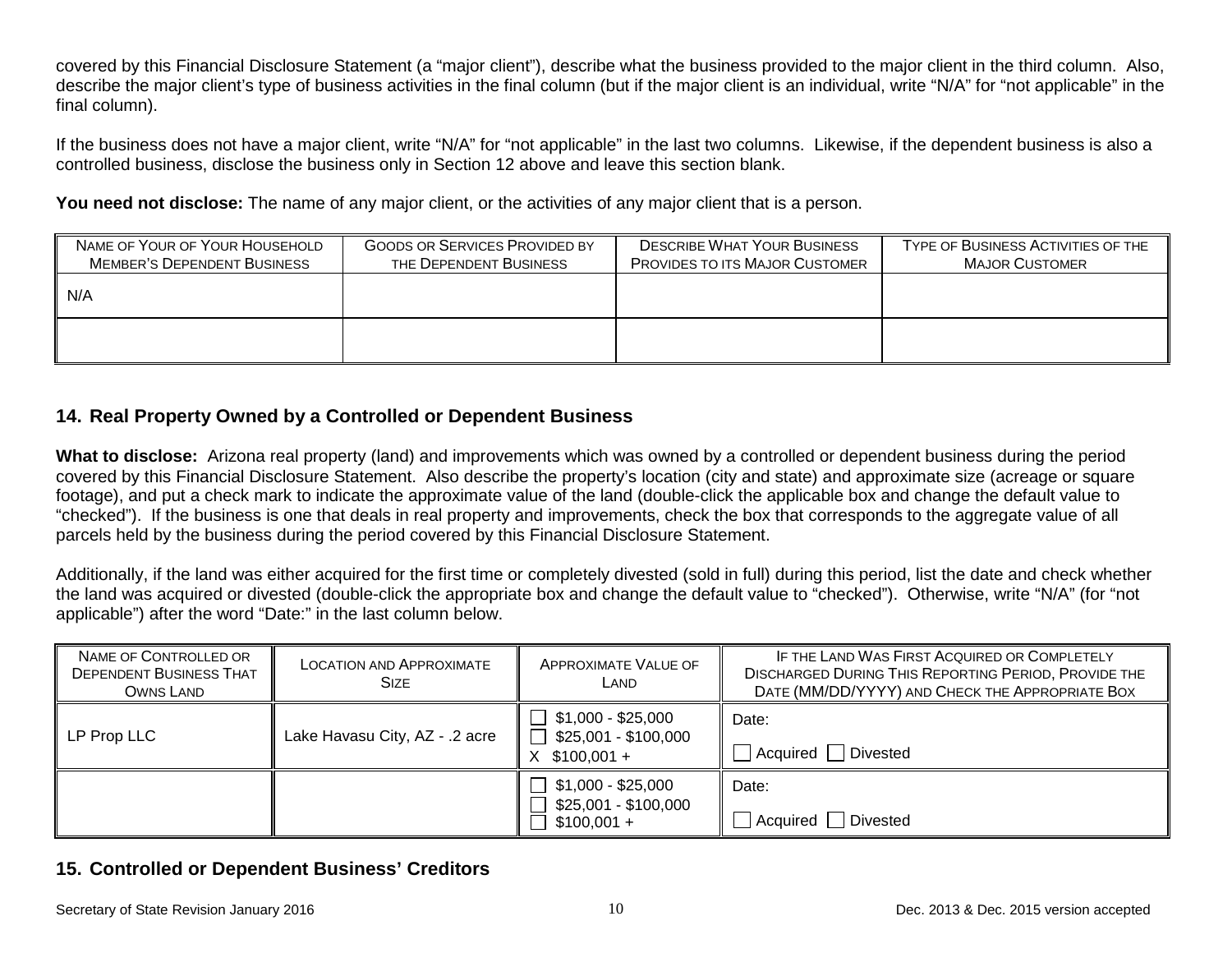covered by this Financial Disclosure Statement (a "major client"), describe what the business provided to the major client in the third column. Also, describe the major client's type of business activities in the final column (but if the major client is an individual, write "N/A" for "not applicable" in the final column).

If the business does not have a major client, write "N/A" for "not applicable" in the last two columns. Likewise, if the dependent business is also a controlled business, disclose the business only in Section 12 above and leave this section blank.

**You need not disclose:** The name of any major client, or the activities of any major client that is a person.

| Name of Your of Your Household Member's Dependent Business | Goods or Services Provided by the Dependent Business | Describe What Your Business Provides to its Major Customer | Type of Business Activities of the Major Customer |
|---|---|---|---|
| N/A | | | |
| | | | |

## 14. Real Property Owned by a Controlled or Dependent Business

**What to disclose:** Arizona real property (land) and improvements which was owned by a controlled or dependent business during the period covered by this Financial Disclosure Statement. Also describe the property's location (city and state) and approximate size (acreage or square footage), and put a check mark to indicate the approximate value of the land (double-click the applicable box and change the default value to "checked"). If the business is one that deals in real property and improvements, check the box that corresponds to the aggregate value of all parcels held by the business during the period covered by this Financial Disclosure Statement.

Additionally, if the land was either acquired for the first time or completely divested (sold in full) during this period, list the date and check whether the land was acquired or divested (double-click the appropriate box and change the default value to "checked"). Otherwise, write "N/A" (for "not applicable") after the word "Date:" in the last column below.

| Name of Controlled or Dependent Business That Owns Land | Location and Approximate Size | Approximate Value of Land | If the Land Was First Acquired or Completely Discharged During This Reporting Period, Provide the Date (MM/DD/YYYY) and Check the Appropriate Box |
|---|---|---|---|
| LP Prop LLC | Lake Havasu City, AZ - .2 acre | ☐ $1,000 - $25,000<br>☐ $25,001 - $100,000<br>X $100,001 + | Date:<br>☐ Acquired ☐ Divested |
| | | ☐ $1,000 - $25,000<br>☐ $25,001 - $100,000<br>☐ $100,001 + | Date:<br>☐ Acquired ☐ Divested |

## 15. Controlled or Dependent Business' Creditors

Secretary of State Revision January 2016 Dec. 2013 & Dec. 2015 version accepted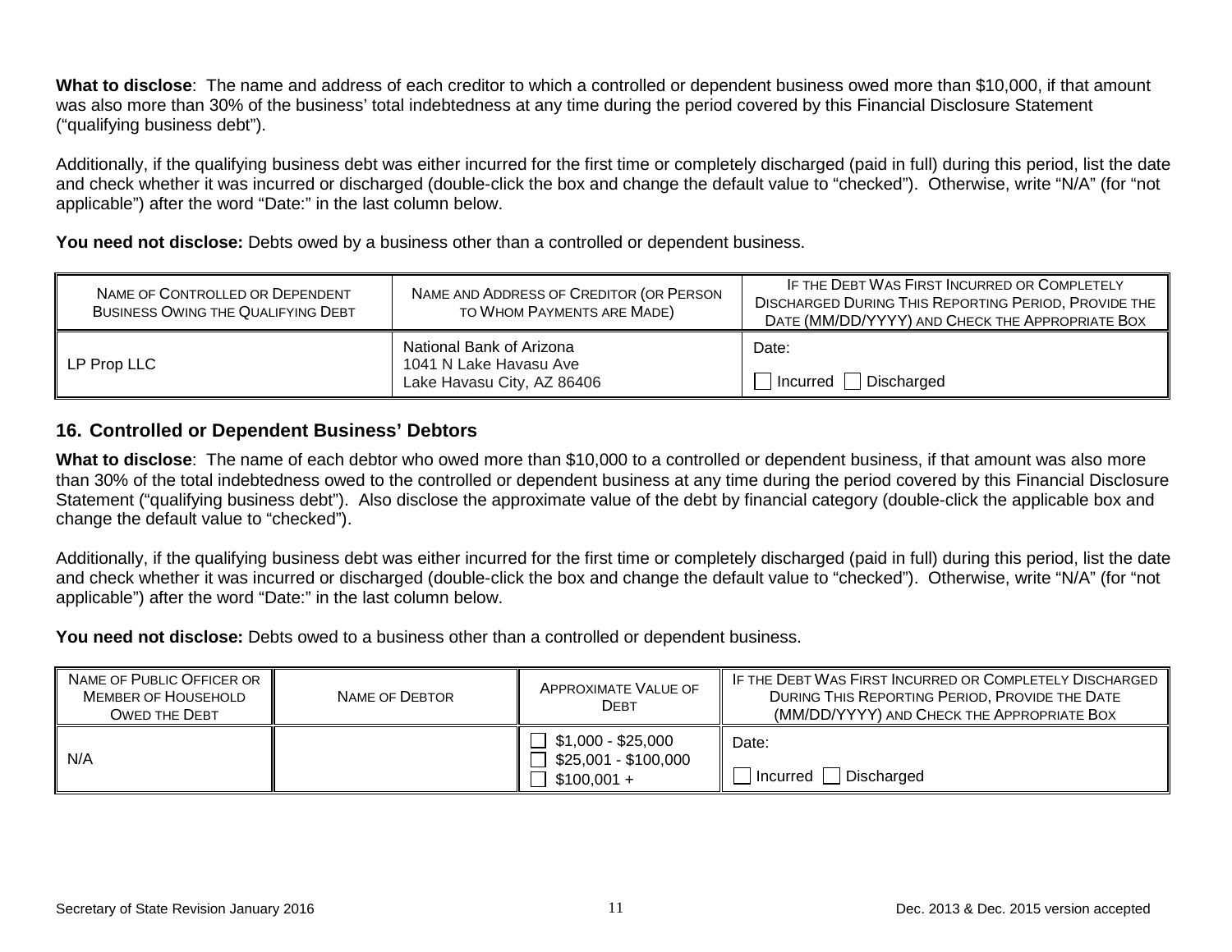**What to disclose**: The name and address of each creditor to which a controlled or dependent business owed more than $10,000, if that amount was also more than 30% of the business' total indebtedness at any time during the period covered by this Financial Disclosure Statement ("qualifying business debt").

Additionally, if the qualifying business debt was either incurred for the first time or completely discharged (paid in full) during this period, list the date and check whether it was incurred or discharged (double-click the box and change the default value to "checked"). Otherwise, write "N/A" (for "not applicable") after the word "Date:" in the last column below.

**You need not disclose:** Debts owed by a business other than a controlled or dependent business.

| Name of Controlled or Dependent Business Owing the Qualifying Debt | Name and Address of Creditor (or Person to Whom Payments are Made) | If the Debt Was First Incurred or Completely Discharged During This Reporting Period, Provide the Date (MM/DD/YYYY) and Check the Appropriate Box |
|---|---|---|
| LP Prop LLC | National Bank of Arizona<br>1041 N Lake Havasu Ave<br>Lake Havasu City, AZ 86406 | Date:<br>☐ Incurred ☐ Discharged |

## 16. Controlled or Dependent Business' Debtors

**What to disclose**: The name of each debtor who owed more than $10,000 to a controlled or dependent business, if that amount was also more than 30% of the total indebtedness owed to the controlled or dependent business at any time during the period covered by this Financial Disclosure Statement ("qualifying business debt"). Also disclose the approximate value of the debt by financial category (double-click the applicable box and change the default value to "checked").

Additionally, if the qualifying business debt was either incurred for the first time or completely discharged (paid in full) during this period, list the date and check whether it was incurred or discharged (double-click the box and change the default value to "checked"). Otherwise, write "N/A" (for "not applicable") after the word "Date:" in the last column below.

**You need not disclose:** Debts owed to a business other than a controlled or dependent business.

| Name of Public Officer or Member of Household Owed the Debt | Name of Debtor | Approximate Value of Debt | If the Debt Was First Incurred or Completely Discharged During This Reporting Period, Provide the Date (MM/DD/YYYY) and Check the Appropriate Box |
|---|---|---|---|
| N/A | | ☐ $1,000 - $25,000<br>☐ $25,001 - $100,000<br>☐ $100,001 + | Date:<br>☐ Incurred ☐ Discharged |

Secretary of State Revision January 2016

Dec. 2013 & Dec. 2015 version accepted